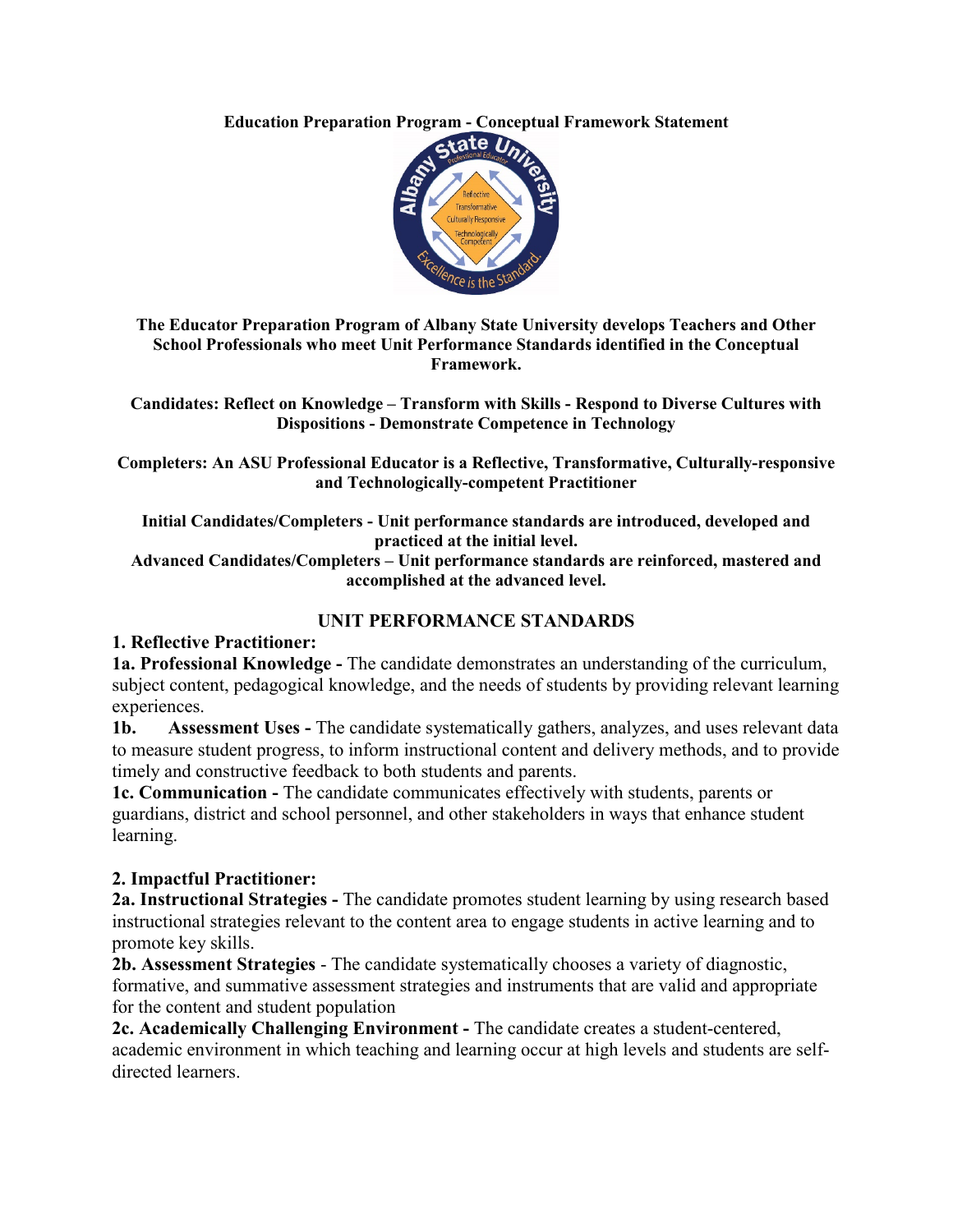**Education Preparation Program - Conceptual Framework Statement**

**The Educator Preparation Program of Albany State University develops Teachers and Other School Professionals who meet Unit Performance Standards identified in the Conceptual Framework.**

**Candidates: Reflect on Knowledge – Transform with Skills - Respond to Diverse Cultures with Dispositions - Demonstrate Competence in Technology**

**Completers: An ASU Professional Educator is a Reflective, Transformative, Culturally-responsive and Technologically-competent Practitioner**

**Initial Candidates/Completers - Unit performance standards are introduced, developed and practiced at the initial level.**
**Advanced Candidates/Completers – Unit performance standards are reinforced, mastered and accomplished at the advanced level.**

## UNIT PERFORMANCE STANDARDS

### 1. Reflective Practitioner:

**1a. Professional Knowledge -** The candidate demonstrates an understanding of the curriculum, subject content, pedagogical knowledge, and the needs of students by providing relevant learning experiences.

**1b. Assessment Uses -** The candidate systematically gathers, analyzes, and uses relevant data to measure student progress, to inform instructional content and delivery methods, and to provide timely and constructive feedback to both students and parents.

**1c. Communication -** The candidate communicates effectively with students, parents or guardians, district and school personnel, and other stakeholders in ways that enhance student learning.

### 2. Impactful Practitioner:

**2a. Instructional Strategies -** The candidate promotes student learning by using research based instructional strategies relevant to the content area to engage students in active learning and to promote key skills.

**2b. Assessment Strategies** - The candidate systematically chooses a variety of diagnostic, formative, and summative assessment strategies and instruments that are valid and appropriate for the content and student population

**2c. Academically Challenging Environment -** The candidate creates a student-centered, academic environment in which teaching and learning occur at high levels and students are self-directed learners.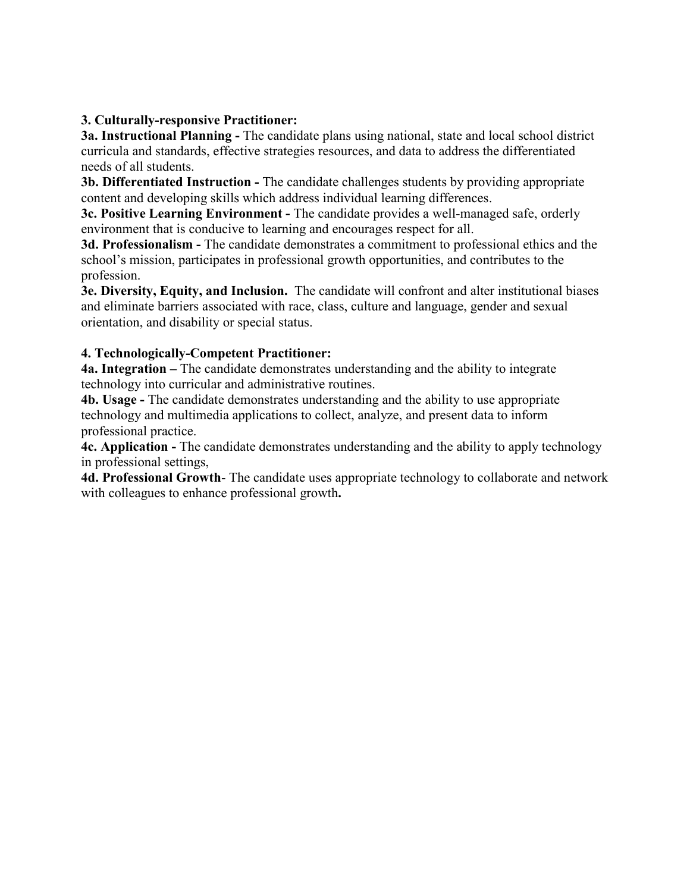**3. Culturally-responsive Practitioner:**

**3a. Instructional Planning -** The candidate plans using national, state and local school district curricula and standards, effective strategies resources, and data to address the differentiated needs of all students.

**3b. Differentiated Instruction -** The candidate challenges students by providing appropriate content and developing skills which address individual learning differences.

**3c. Positive Learning Environment -** The candidate provides a well-managed safe, orderly environment that is conducive to learning and encourages respect for all.

**3d. Professionalism -** The candidate demonstrates a commitment to professional ethics and the school's mission, participates in professional growth opportunities, and contributes to the profession.

**3e. Diversity, Equity, and Inclusion.** The candidate will confront and alter institutional biases and eliminate barriers associated with race, class, culture and language, gender and sexual orientation, and disability or special status.

**4. Technologically-Competent Practitioner:**

**4a. Integration –** The candidate demonstrates understanding and the ability to integrate technology into curricular and administrative routines.

**4b. Usage -** The candidate demonstrates understanding and the ability to use appropriate technology and multimedia applications to collect, analyze, and present data to inform professional practice.

**4c. Application -** The candidate demonstrates understanding and the ability to apply technology in professional settings,

**4d. Professional Growth**- The candidate uses appropriate technology to collaborate and network with colleagues to enhance professional growth**.**